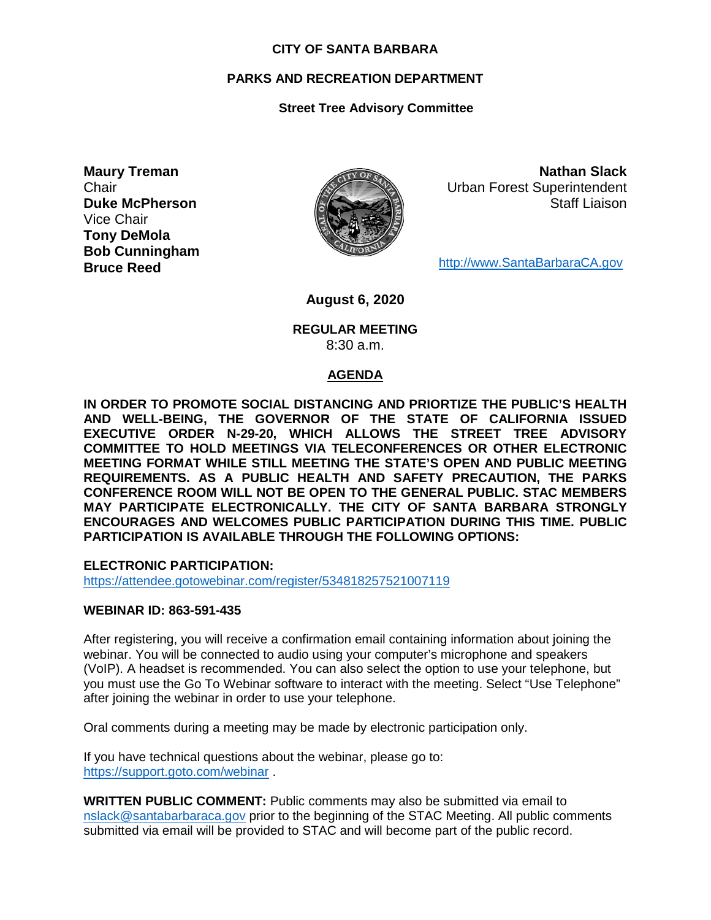**CITY OF SANTA BARBARA**

**PARKS AND RECREATION DEPARTMENT**

**Street Tree Advisory Committee**

**Maury Treman**
Chair
**Duke McPherson**
Vice Chair
**Tony DeMola**
**Bob Cunningham**
**Bruce Reed**

**Nathan Slack**
Urban Forest Superintendent
Staff Liaison

http://www.SantaBarbaraCA.gov

**August 6, 2020**

**REGULAR MEETING**
8:30 a.m.

## AGENDA

**IN ORDER TO PROMOTE SOCIAL DISTANCING AND PRIORTIZE THE PUBLIC'S HEALTH AND WELL-BEING, THE GOVERNOR OF THE STATE OF CALIFORNIA ISSUED EXECUTIVE ORDER N-29-20, WHICH ALLOWS THE STREET TREE ADVISORY COMMITTEE TO HOLD MEETINGS VIA TELECONFERENCES OR OTHER ELECTRONIC MEETING FORMAT WHILE STILL MEETING THE STATE'S OPEN AND PUBLIC MEETING REQUIREMENTS. AS A PUBLIC HEALTH AND SAFETY PRECAUTION, THE PARKS CONFERENCE ROOM WILL NOT BE OPEN TO THE GENERAL PUBLIC. STAC MEMBERS MAY PARTICIPATE ELECTRONICALLY. THE CITY OF SANTA BARBARA STRONGLY ENCOURAGES AND WELCOMES PUBLIC PARTICIPATION DURING THIS TIME. PUBLIC PARTICIPATION IS AVAILABLE THROUGH THE FOLLOWING OPTIONS:**

**ELECTRONIC PARTICIPATION:**
https://attendee.gotowebinar.com/register/534818257521007119

**WEBINAR ID: 863-591-435**

After registering, you will receive a confirmation email containing information about joining the webinar. You will be connected to audio using your computer's microphone and speakers (VoIP). A headset is recommended. You can also select the option to use your telephone, but you must use the Go To Webinar software to interact with the meeting. Select "Use Telephone" after joining the webinar in order to use your telephone.

Oral comments during a meeting may be made by electronic participation only.

If you have technical questions about the webinar, please go to:
https://support.goto.com/webinar .

**WRITTEN PUBLIC COMMENT:** Public comments may also be submitted via email to nslack@santabarbaraca.gov prior to the beginning of the STAC Meeting. All public comments submitted via email will be provided to STAC and will become part of the public record.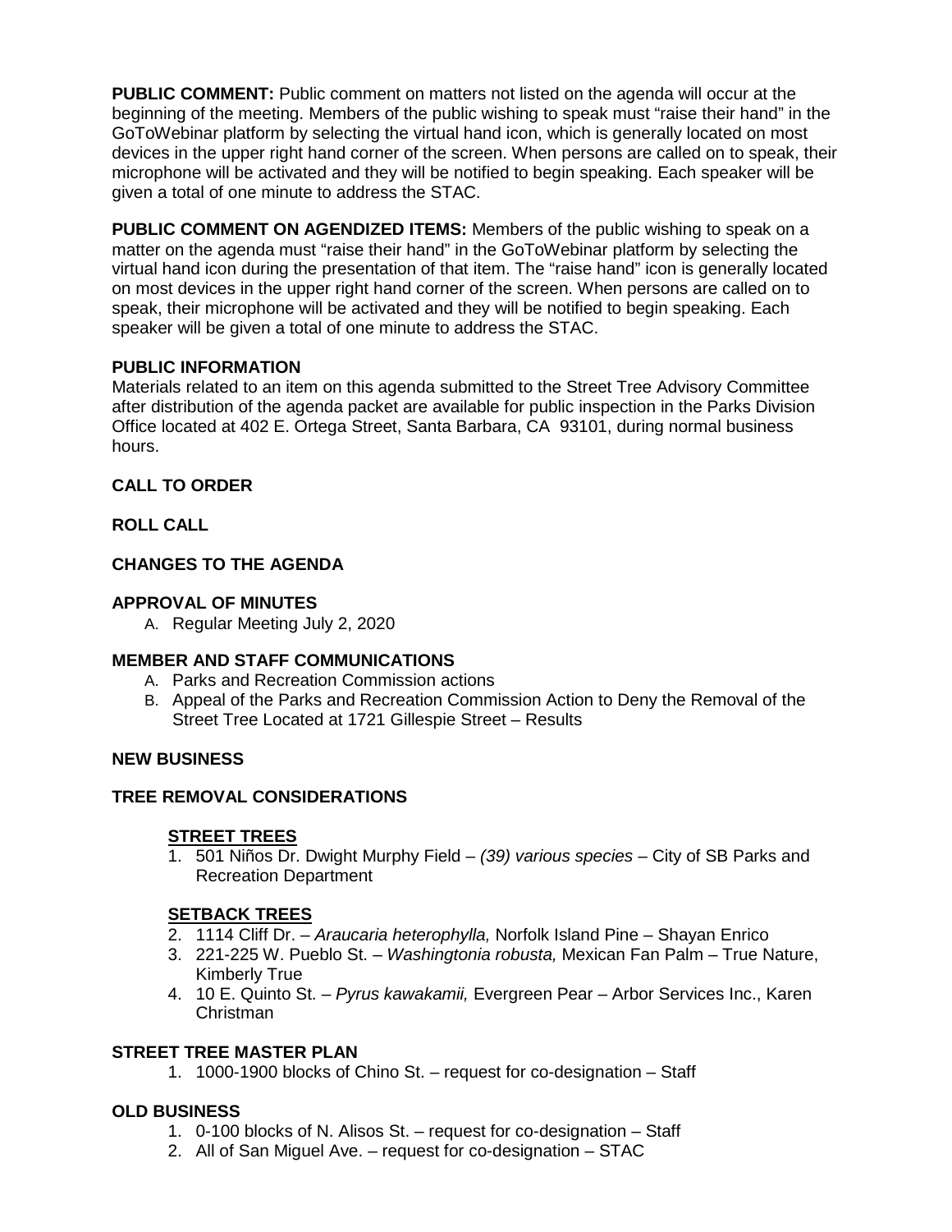**PUBLIC COMMENT:** Public comment on matters not listed on the agenda will occur at the beginning of the meeting. Members of the public wishing to speak must "raise their hand" in the GoToWebinar platform by selecting the virtual hand icon, which is generally located on most devices in the upper right hand corner of the screen. When persons are called on to speak, their microphone will be activated and they will be notified to begin speaking. Each speaker will be given a total of one minute to address the STAC.

**PUBLIC COMMENT ON AGENDIZED ITEMS:** Members of the public wishing to speak on a matter on the agenda must "raise their hand" in the GoToWebinar platform by selecting the virtual hand icon during the presentation of that item. The "raise hand" icon is generally located on most devices in the upper right hand corner of the screen. When persons are called on to speak, their microphone will be activated and they will be notified to begin speaking. Each speaker will be given a total of one minute to address the STAC.

**PUBLIC INFORMATION**

Materials related to an item on this agenda submitted to the Street Tree Advisory Committee after distribution of the agenda packet are available for public inspection in the Parks Division Office located at 402 E. Ortega Street, Santa Barbara, CA 93101, during normal business hours.

**CALL TO ORDER**

**ROLL CALL**

**CHANGES TO THE AGENDA**

**APPROVAL OF MINUTES**

A. Regular Meeting July 2, 2020

**MEMBER AND STAFF COMMUNICATIONS**

A. Parks and Recreation Commission actions
B. Appeal of the Parks and Recreation Commission Action to Deny the Removal of the Street Tree Located at 1721 Gillespie Street – Results

**NEW BUSINESS**

**TREE REMOVAL CONSIDERATIONS**

**STREET TREES**

1. 501 Niños Dr. Dwight Murphy Field – *(39) various species* – City of SB Parks and Recreation Department

**SETBACK TREES**

2. 1114 Cliff Dr. – *Araucaria heterophylla,* Norfolk Island Pine – Shayan Enrico
3. 221-225 W. Pueblo St. – *Washingtonia robusta,* Mexican Fan Palm – True Nature, Kimberly True
4. 10 E. Quinto St. – *Pyrus kawakamii,* Evergreen Pear – Arbor Services Inc., Karen Christman

**STREET TREE MASTER PLAN**

1. 1000-1900 blocks of Chino St. – request for co-designation – Staff

**OLD BUSINESS**

1. 0-100 blocks of N. Alisos St. – request for co-designation – Staff
2. All of San Miguel Ave. – request for co-designation – STAC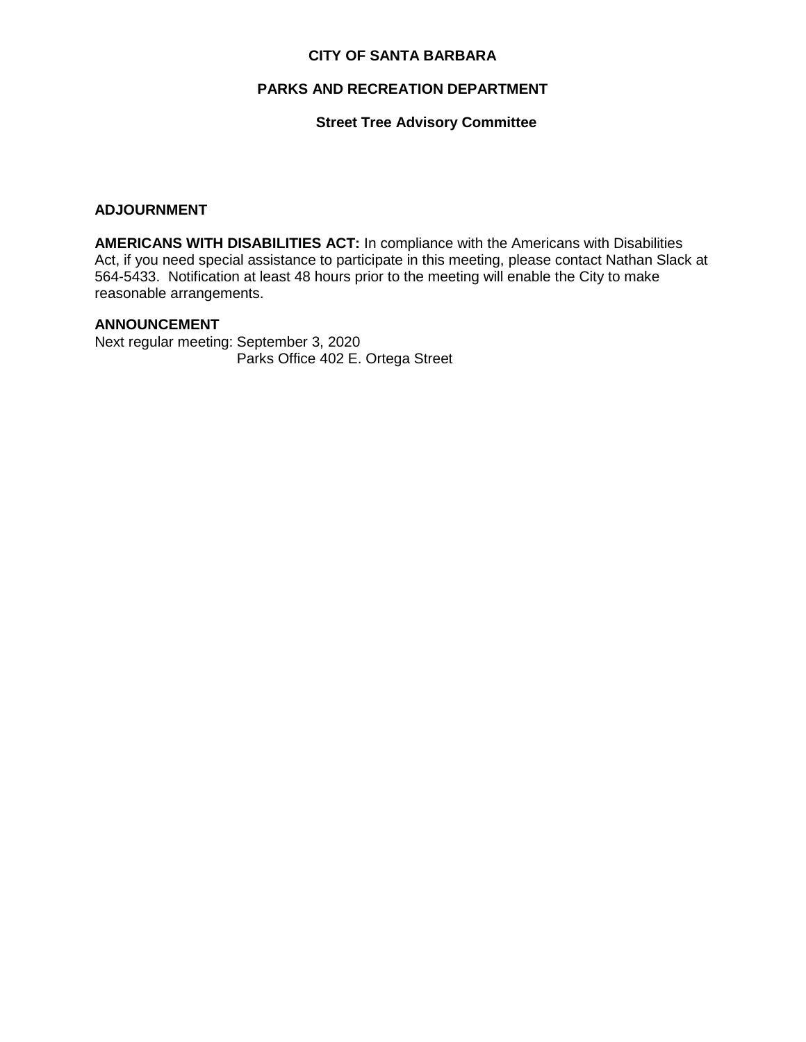**CITY OF SANTA BARBARA**

**PARKS AND RECREATION DEPARTMENT**

**Street Tree Advisory Committee**

**ADJOURNMENT**

**AMERICANS WITH DISABILITIES ACT:** In compliance with the Americans with Disabilities Act, if you need special assistance to participate in this meeting, please contact Nathan Slack at 564-5433. Notification at least 48 hours prior to the meeting will enable the City to make reasonable arrangements.

**ANNOUNCEMENT**

Next regular meeting: September 3, 2020
Parks Office 402 E. Ortega Street